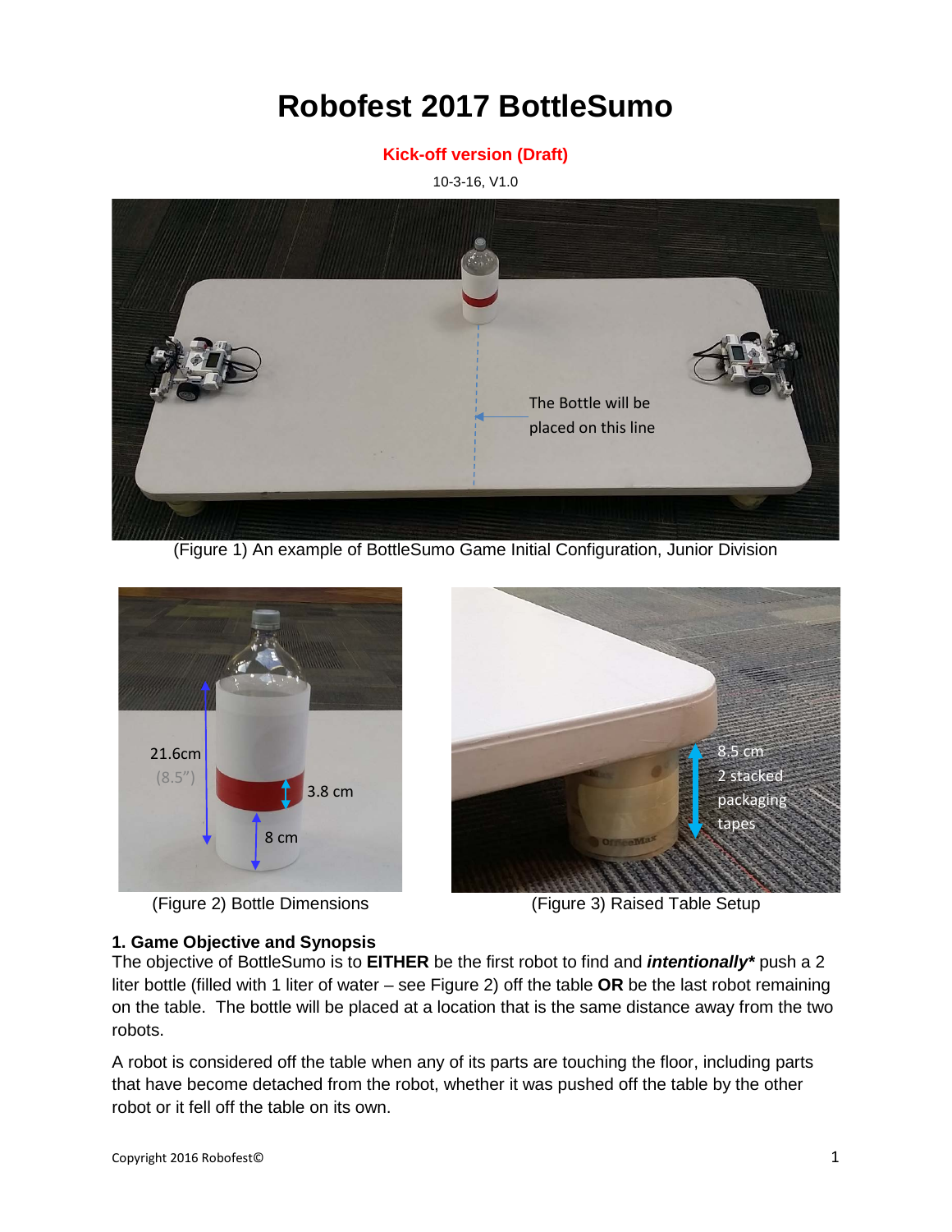# Robofest 2017 BottleSumo

**Kick-off version (Draft)**

10-3-16, V1.0

(Figure 1) An example of BottleSumo Game Initial Configuration, Junior Division

(Figure 2) Bottle Dimensions

(Figure 3) Raised Table Setup

## 1. Game Objective and Synopsis

The objective of BottleSumo is to **EITHER** be the first robot to find and ***intentionally**** push a 2 liter bottle (filled with 1 liter of water – see Figure 2) off the table **OR** be the last robot remaining on the table. The bottle will be placed at a location that is the same distance away from the two robots.

A robot is considered off the table when any of its parts are touching the floor, including parts that have become detached from the robot, whether it was pushed off the table by the other robot or it fell off the table on its own.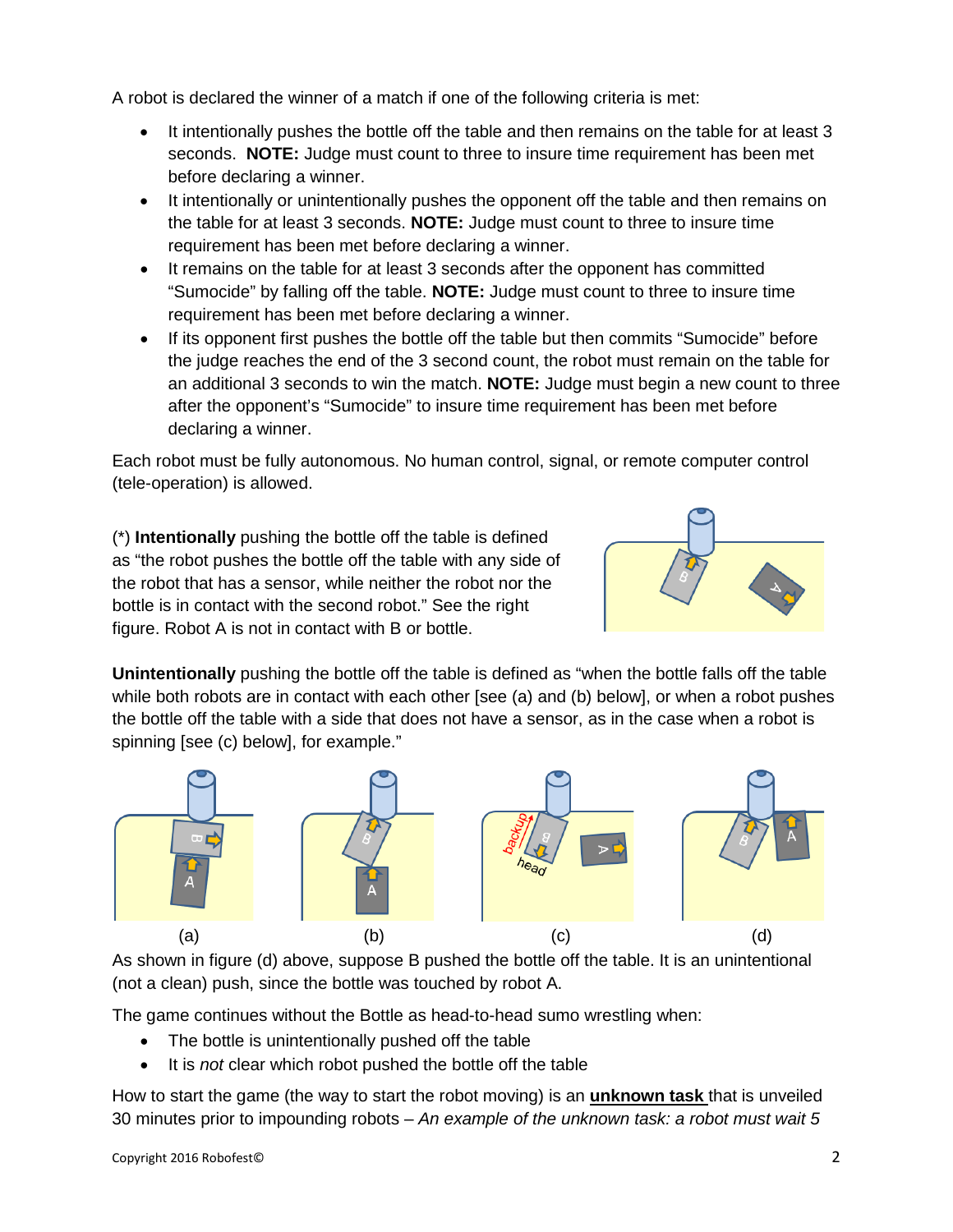A robot is declared the winner of a match if one of the following criteria is met:

- It intentionally pushes the bottle off the table and then remains on the table for at least 3 seconds. **NOTE:** Judge must count to three to insure time requirement has been met before declaring a winner.
- It intentionally or unintentionally pushes the opponent off the table and then remains on the table for at least 3 seconds. **NOTE:** Judge must count to three to insure time requirement has been met before declaring a winner.
- It remains on the table for at least 3 seconds after the opponent has committed "Sumocide" by falling off the table. **NOTE:** Judge must count to three to insure time requirement has been met before declaring a winner.
- If its opponent first pushes the bottle off the table but then commits "Sumocide" before the judge reaches the end of the 3 second count, the robot must remain on the table for an additional 3 seconds to win the match. **NOTE:** Judge must begin a new count to three after the opponent's "Sumocide" to insure time requirement has been met before declaring a winner.

Each robot must be fully autonomous. No human control, signal, or remote computer control (tele-operation) is allowed.

(*) **Intentionally** pushing the bottle off the table is defined as "the robot pushes the bottle off the table with any side of the robot that has a sensor, while neither the robot nor the bottle is in contact with the second robot." See the right figure. Robot A is not in contact with B or bottle.

**Unintentionally** pushing the bottle off the table is defined as "when the bottle falls off the table while both robots are in contact with each other [see (a) and (b) below], or when a robot pushes the bottle off the table with a side that does not have a sensor, as in the case when a robot is spinning [see (c) below], for example."

(a) (b) (c) (d)

As shown in figure (d) above, suppose B pushed the bottle off the table. It is an unintentional (not a clean) push, since the bottle was touched by robot A.

The game continues without the Bottle as head-to-head sumo wrestling when:

- The bottle is unintentionally pushed off the table
- It is *not* clear which robot pushed the bottle off the table

How to start the game (the way to start the robot moving) is an **unknown task** that is unveiled 30 minutes prior to impounding robots – *An example of the unknown task: a robot must wait 5*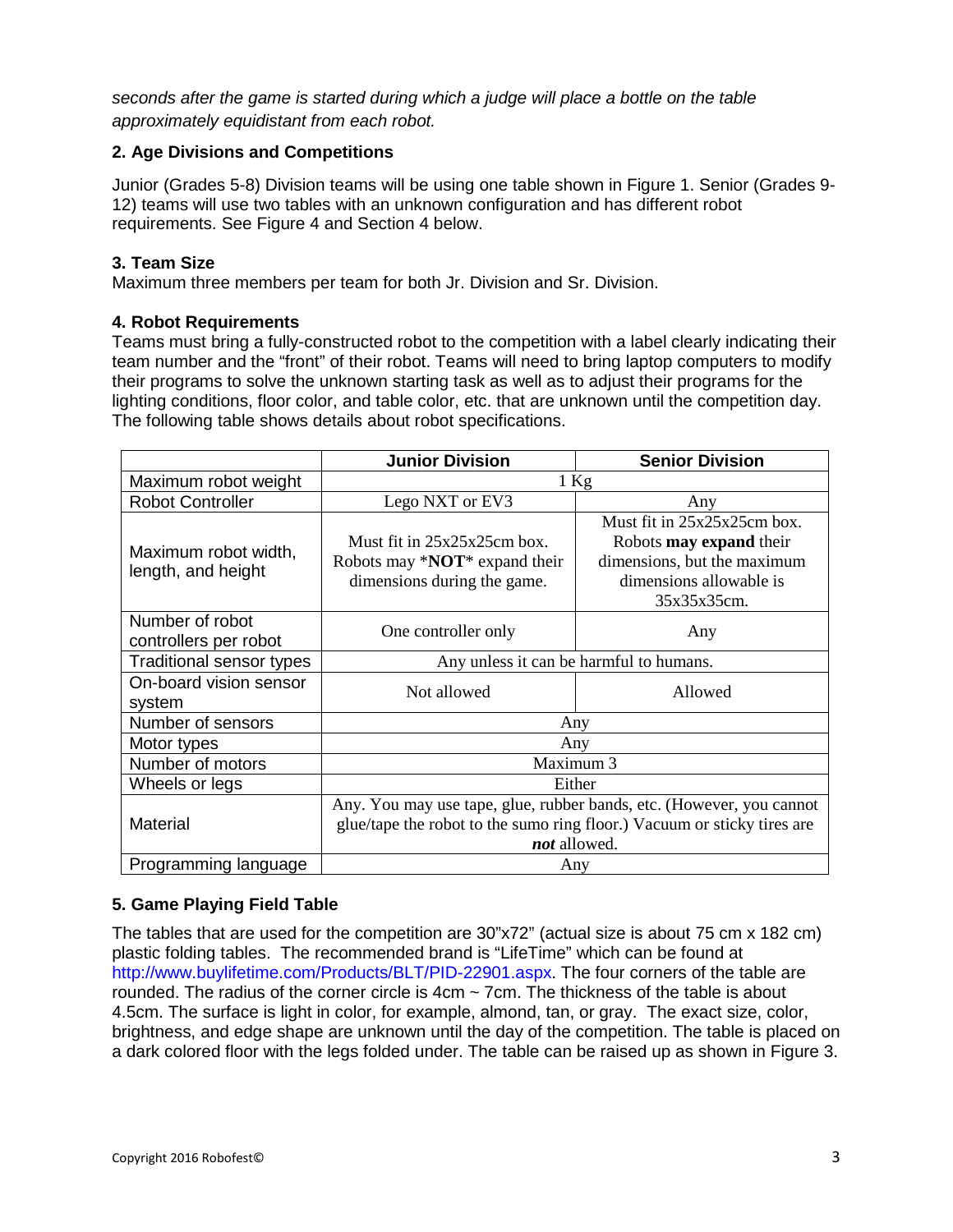*seconds after the game is started during which a judge will place a bottle on the table approximately equidistant from each robot.*

### 2. Age Divisions and Competitions

Junior (Grades 5-8) Division teams will be using one table shown in Figure 1. Senior (Grades 9-12) teams will use two tables with an unknown configuration and has different robot requirements. See Figure 4 and Section 4 below.

### 3. Team Size

Maximum three members per team for both Jr. Division and Sr. Division.

### 4. Robot Requirements

Teams must bring a fully-constructed robot to the competition with a label clearly indicating their team number and the "front" of their robot. Teams will need to bring laptop computers to modify their programs to solve the unknown starting task as well as to adjust their programs for the lighting conditions, floor color, and table color, etc. that are unknown until the competition day. The following table shows details about robot specifications.

| | **Junior Division** | **Senior Division** |
|---|---|---|
| Maximum robot weight | 1 Kg | |
| Robot Controller | Lego NXT or EV3 | Any |
| Maximum robot width, length, and height | Must fit in 25x25x25cm box. Robots may ***NOT*** expand their dimensions during the game. | Must fit in 25x25x25cm box. Robots **may expand** their dimensions, but the maximum dimensions allowable is 35x35x35cm. |
| Number of robot controllers per robot | One controller only | Any |
| Traditional sensor types | Any unless it can be harmful to humans. | |
| On-board vision sensor system | Not allowed | Allowed |
| Number of sensors | Any | |
| Motor types | Any | |
| Number of motors | Maximum 3 | |
| Wheels or legs | Either | |
| Material | Any. You may use tape, glue, rubber bands, etc. (However, you cannot glue/tape the robot to the sumo ring floor.) Vacuum or sticky tires are ***not*** allowed. | |
| Programming language | Any | |

### 5. Game Playing Field Table

The tables that are used for the competition are 30"x72" (actual size is about 75 cm x 182 cm) plastic folding tables. The recommended brand is "LifeTime" which can be found at http://www.buylifetime.com/Products/BLT/PID-22901.aspx. The four corners of the table are rounded. The radius of the corner circle is 4cm ~ 7cm. The thickness of the table is about 4.5cm. The surface is light in color, for example, almond, tan, or gray. The exact size, color, brightness, and edge shape are unknown until the day of the competition. The table is placed on a dark colored floor with the legs folded under. The table can be raised up as shown in Figure 3.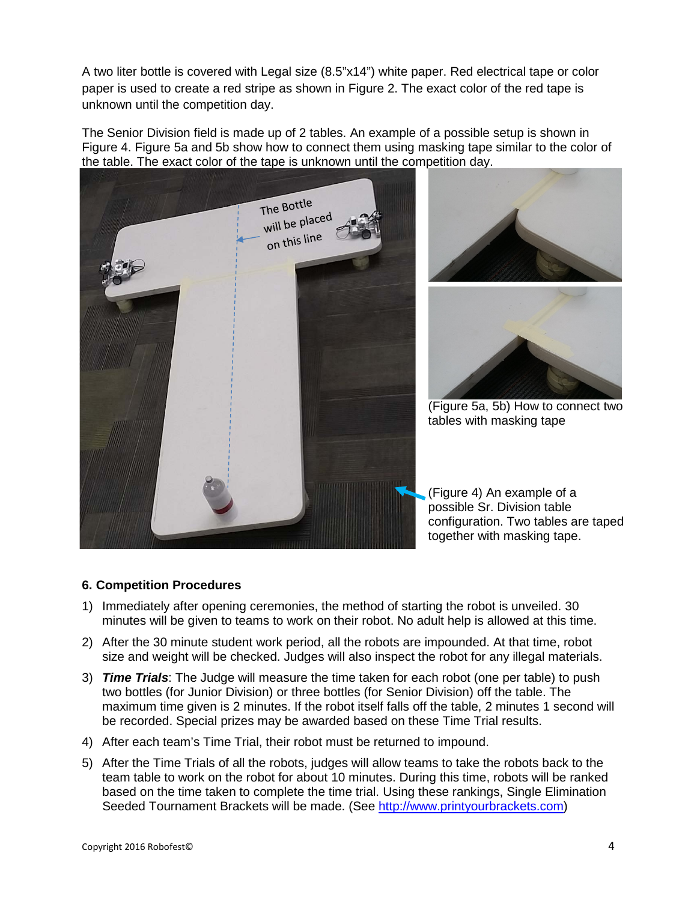A two liter bottle is covered with Legal size (8.5"x14") white paper. Red electrical tape or color paper is used to create a red stripe as shown in Figure 2. The exact color of the red tape is unknown until the competition day.

The Senior Division field is made up of 2 tables. An example of a possible setup is shown in Figure 4. Figure 5a and 5b show how to connect them using masking tape similar to the color of the table. The exact color of the tape is unknown until the competition day.

(Figure 5a, 5b) How to connect two tables with masking tape

(Figure 4) An example of a possible Sr. Division table configuration. Two tables are taped together with masking tape.

### 6. Competition Procedures

1) Immediately after opening ceremonies, the method of starting the robot is unveiled. 30 minutes will be given to teams to work on their robot. No adult help is allowed at this time.
2) After the 30 minute student work period, all the robots are impounded. At that time, robot size and weight will be checked. Judges will also inspect the robot for any illegal materials.
3) ***Time Trials***: The Judge will measure the time taken for each robot (one per table) to push two bottles (for Junior Division) or three bottles (for Senior Division) off the table. The maximum time given is 2 minutes. If the robot itself falls off the table, 2 minutes 1 second will be recorded. Special prizes may be awarded based on these Time Trial results.
4) After each team's Time Trial, their robot must be returned to impound.
5) After the Time Trials of all the robots, judges will allow teams to take the robots back to the team table to work on the robot for about 10 minutes. During this time, robots will be ranked based on the time taken to complete the time trial. Using these rankings, Single Elimination Seeded Tournament Brackets will be made. (See [http://www.printyourbrackets.com](http://www.printyourbrackets.com))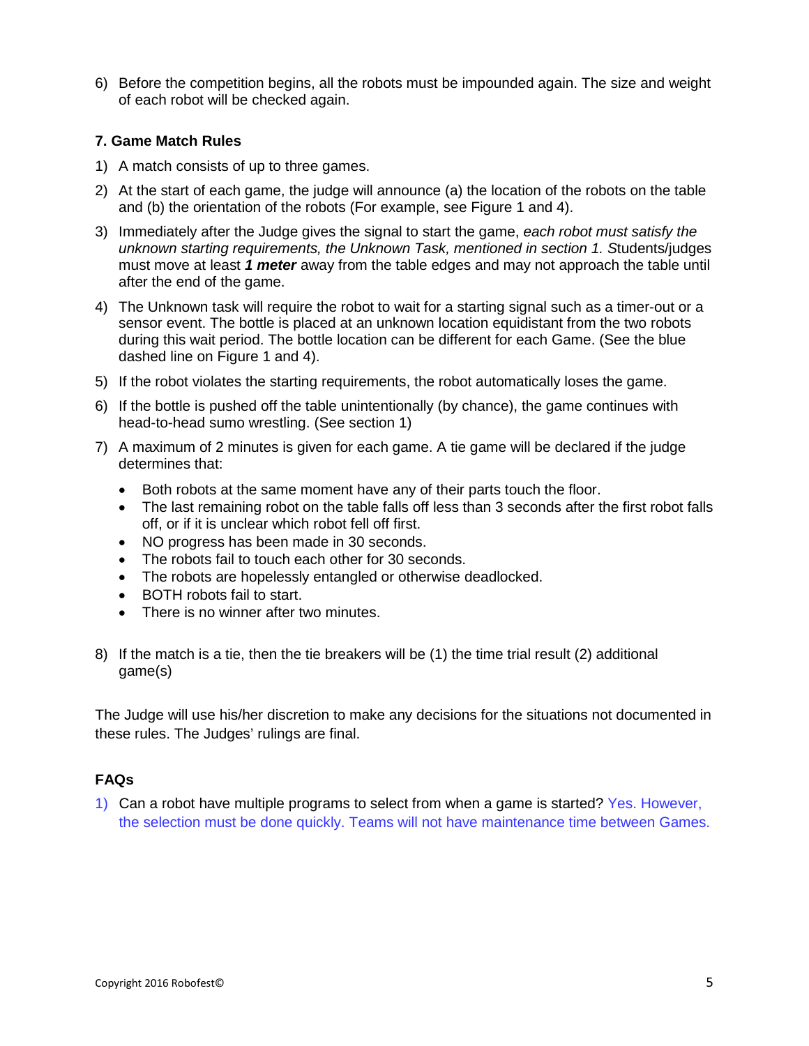6) Before the competition begins, all the robots must be impounded again. The size and weight of each robot will be checked again.

### 7. Game Match Rules

1) A match consists of up to three games.
2) At the start of each game, the judge will announce (a) the location of the robots on the table and (b) the orientation of the robots (For example, see Figure 1 and 4).
3) Immediately after the Judge gives the signal to start the game, *each robot must satisfy the unknown starting requirements, the Unknown Task, mentioned in section 1. S*tudents/judges must move at least ***1 meter*** away from the table edges and may not approach the table until after the end of the game.
4) The Unknown task will require the robot to wait for a starting signal such as a timer-out or a sensor event. The bottle is placed at an unknown location equidistant from the two robots during this wait period. The bottle location can be different for each Game. (See the blue dashed line on Figure 1 and 4).
5) If the robot violates the starting requirements, the robot automatically loses the game.
6) If the bottle is pushed off the table unintentionally (by chance), the game continues with head-to-head sumo wrestling. (See section 1)
7) A maximum of 2 minutes is given for each game. A tie game will be declared if the judge determines that:
   - Both robots at the same moment have any of their parts touch the floor.
   - The last remaining robot on the table falls off less than 3 seconds after the first robot falls off, or if it is unclear which robot fell off first.
   - NO progress has been made in 30 seconds.
   - The robots fail to touch each other for 30 seconds.
   - The robots are hopelessly entangled or otherwise deadlocked.
   - BOTH robots fail to start.
   - There is no winner after two minutes.

8) If the match is a tie, then the tie breakers will be (1) the time trial result (2) additional game(s)

The Judge will use his/her discretion to make any decisions for the situations not documented in these rules. The Judges' rulings are final.

### FAQs

1) Can a robot have multiple programs to select from when a game is started? Yes. However, the selection must be done quickly. Teams will not have maintenance time between Games.